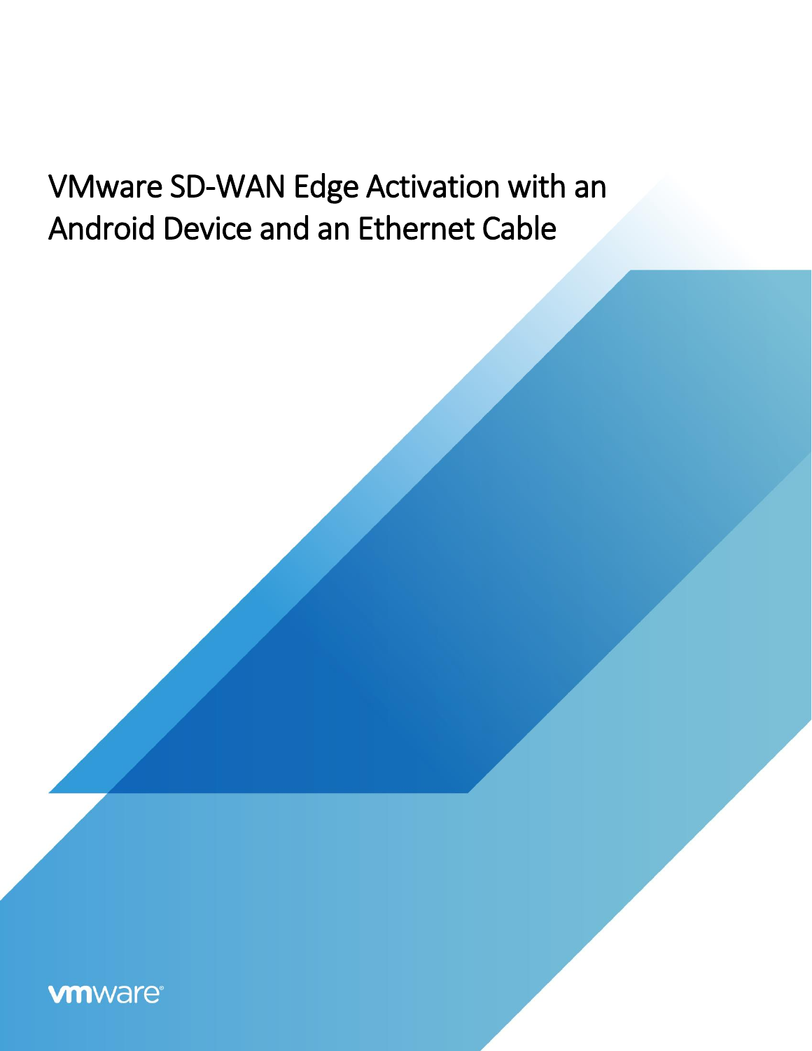# VMware SD-WAN Edge Activation with an Android Device and an Ethernet Cable

vmware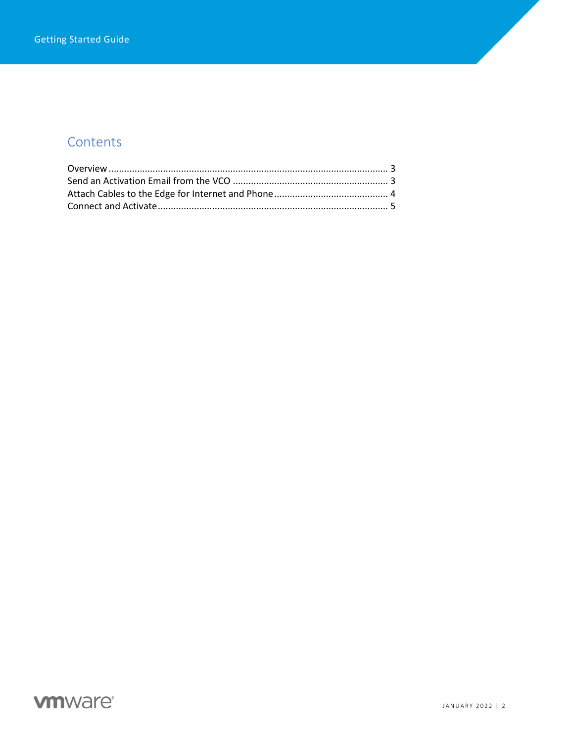## Contents

Overview ........................................................................................................ 3
Send an Activation Email from the VCO ........................................................ 3
Attach Cables to the Edge for Internet and Phone ......................................... 4
Connect and Activate ...................................................................................... 5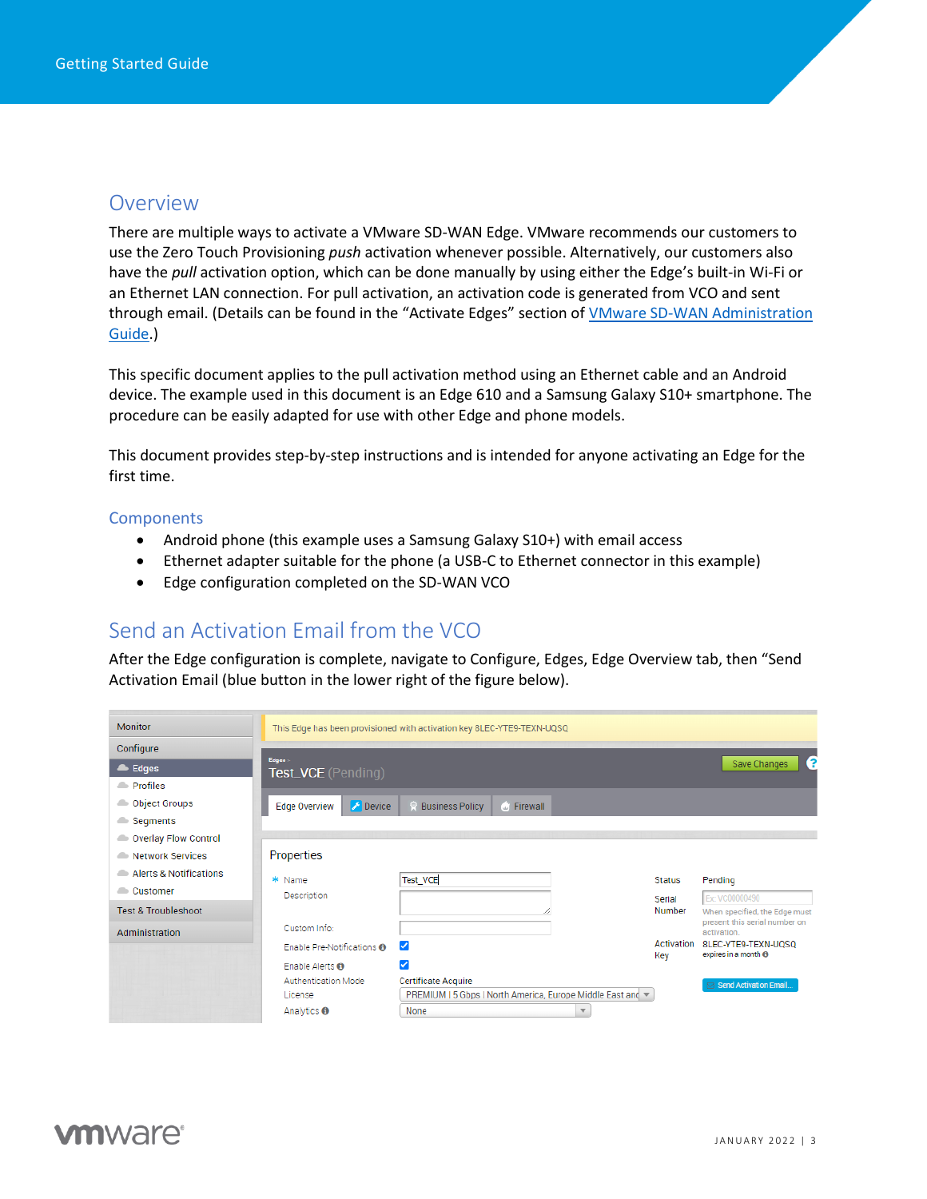## Overview

There are multiple ways to activate a VMware SD-WAN Edge. VMware recommends our customers to use the Zero Touch Provisioning *push* activation option whenever possible. Alternatively, our customers also have the *pull* activation option, which can be done manually by using either the Edge's built-in Wi-Fi or an Ethernet LAN connection. For pull activation, an activation code is generated from VCO and sent through email. (Details can be found in the "Activate Edges" section of [VMware SD-WAN Administration Guide](#).)

This specific document applies to the pull activation method using an Ethernet cable and an Android device. The example used in this document is an Edge 610 and a Samsung Galaxy S10+ smartphone. The procedure can be easily adapted for use with other Edge and phone models.

This document provides step-by-step instructions and is intended for anyone activating an Edge for the first time.

### Components

- Android phone (this example uses a Samsung Galaxy S10+) with email access
- Ethernet adapter suitable for the phone (a USB-C to Ethernet connector in this example)
- Edge configuration completed on the SD-WAN VCO

## Send an Activation Email from the VCO

After the Edge configuration is complete, navigate to Configure, Edges, Edge Overview tab, then "Send Activation Email (blue button in the lower right of the figure below).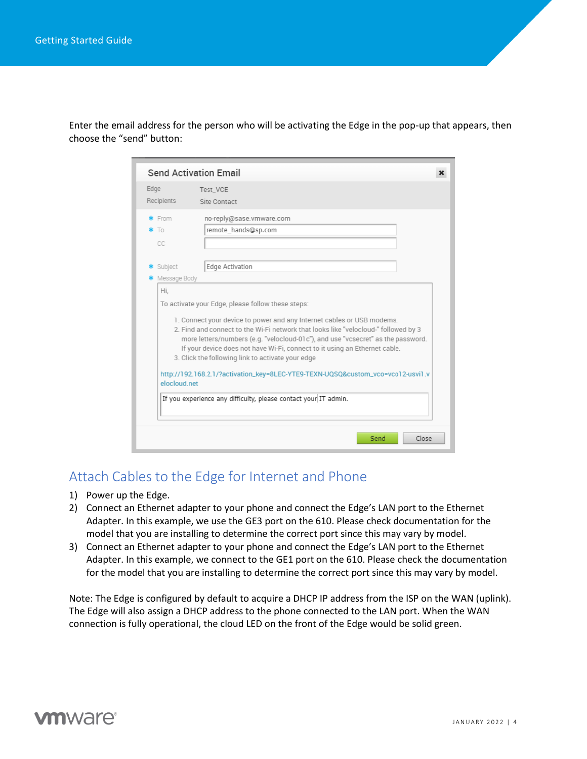Enter the email address for the person who will be activating the Edge in the pop-up that appears, then choose the "send" button:

**Send Activation Email**

Edge: Test_VCE
Recipients: Site Contact

* From: no-reply@sase.vmware.com
* To: remote_hands@sp.com
CC:

* Subject: Edge Activation
* Message Body

Hi,

To activate your Edge, please follow these steps:

1. Connect your device to power and any Internet cables or USB modems.
2. Find and connect to the Wi-Fi network that looks like "velocloud-" followed by 3 more letters/numbers (e.g. "velocloud-01c"), and use "vcsecret" as the password. If your device does not have Wi-Fi, connect to it using an Ethernet cable.
3. Click the following link to activate your edge

http://192.168.2.1/?activation_key=8LEC-YTE9-TEXN-UQSQ&custom_vco=vco12-usvi1.velocloud.net

If you experience any difficulty, please contact your IT admin.

Send | Close

## Attach Cables to the Edge for Internet and Phone

1) Power up the Edge.
2) Connect an Ethernet adapter to your phone and connect the Edge's LAN port to the Ethernet Adapter. In this example, we use the GE3 port on the 610. Please check documentation for the model that you are installing to determine the correct port since this may vary by model.
3) Connect an Ethernet adapter to your phone and connect the Edge's LAN port to the Ethernet Adapter. In this example, we connect to the GE1 port on the 610. Please check the documentation for the model that you are installing to determine the correct port since this may vary by model.

Note: The Edge is configured by default to acquire a DHCP IP address from the ISP on the WAN (uplink). The Edge will also assign a DHCP address to the phone connected to the LAN port. When the WAN connection is fully operational, the cloud LED on the front of the Edge would be solid green.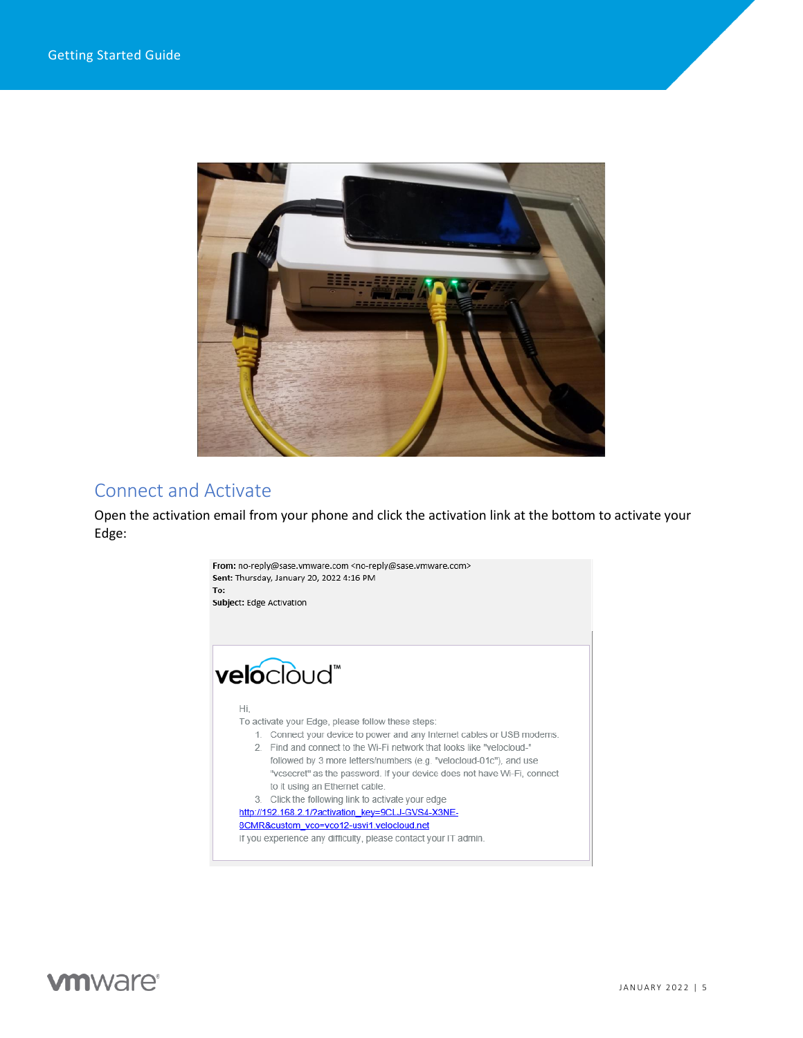## Connect and Activate

Open the activation email from your phone and click the activation link at the bottom to activate your Edge:

**From:** no-reply@sase.vmware.com <no-reply@sase.vmware.com>
**Sent:** Thursday, January 20, 2022 4:16 PM
**To:**
**Subject:** Edge Activation

velocloud™

Hi,

To activate your Edge, please follow these steps:

1. Connect your device to power and any Internet cables or USB modems.
2. Find and connect to the Wi-Fi network that looks like "velocloud-" followed by 3 more letters/numbers (e.g. "velocloud-01c"), and use "vcsecret" as the password. If your device does not have Wi-Fi, connect to it using an Ethernet cable.
3. Click the following link to activate your edge

http://192.168.2.1/?activation_key=9CLJ-GVS4-X3NE-8CMR&custom_vco=vco12-usvi1.velocloud.net

If you experience any difficulty, please contact your IT admin.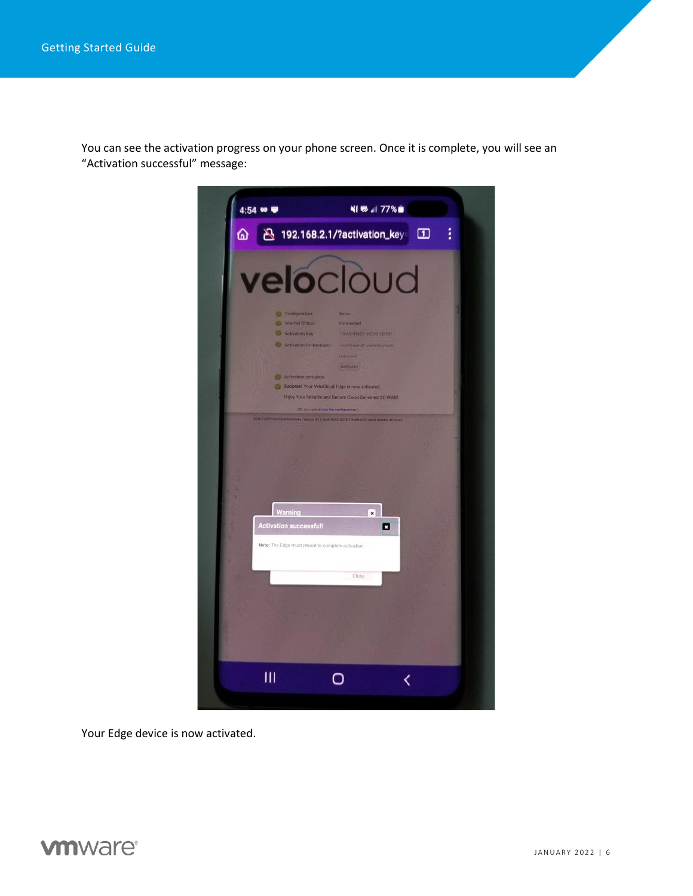You can see the activation progress on your phone screen. Once it is complete, you will see an “Activation successful” message:

Your Edge device is now activated.